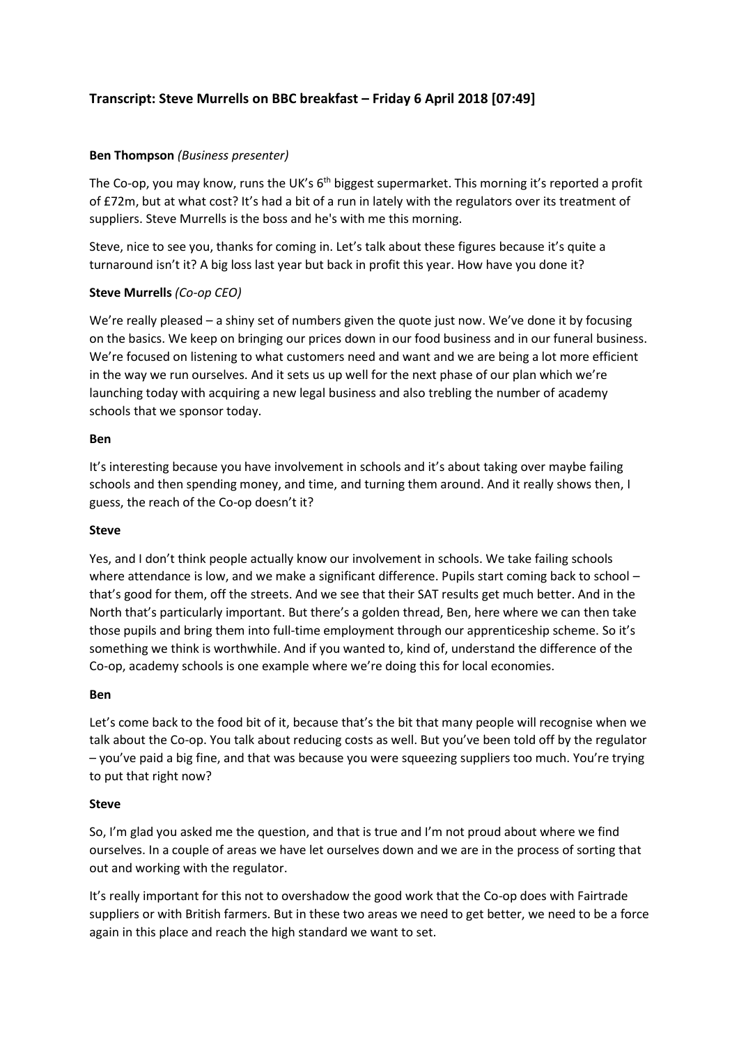## Transcript: Steve Murrells on BBC breakfast – Friday 6 April 2018 [07:49]

**Ben Thompson** *(Business presenter)*

The Co-op, you may know, runs the UK's $6^{th}$ biggest supermarket. This morning it's reported a profit of £72m, but at what cost? It's had a bit of a run in lately with the regulators over its treatment of suppliers. Steve Murrells is the boss and he's with me this morning.

Steve, nice to see you, thanks for coming in. Let's talk about these figures because it's quite a turnaround isn't it? A big loss last year but back in profit this year. How have you done it?

**Steve Murrells** *(Co-op CEO)*

We're really pleased – a shiny set of numbers given the quote just now. We've done it by focusing on the basics. We keep on bringing our prices down in our food business and in our funeral business. We're focused on listening to what customers need and want and we are being a lot more efficient in the way we run ourselves. And it sets us up well for the next phase of our plan which we're launching today with acquiring a new legal business and also trebling the number of academy schools that we sponsor today.

**Ben**

It's interesting because you have involvement in schools and it's about taking over maybe failing schools and then spending money, and time, and turning them around. And it really shows then, I guess, the reach of the Co-op doesn't it?

**Steve**

Yes, and I don't think people actually know our involvement in schools. We take failing schools where attendance is low, and we make a significant difference. Pupils start coming back to school – that's good for them, off the streets. And we see that their SAT results get much better. And in the North that's particularly important. But there's a golden thread, Ben, here where we can then take those pupils and bring them into full-time employment through our apprenticeship scheme. So it's something we think is worthwhile. And if you wanted to, kind of, understand the difference of the Co-op, academy schools is one example where we're doing this for local economies.

**Ben**

Let's come back to the food bit of it, because that's the bit that many people will recognise when we talk about the Co-op. You talk about reducing costs as well. But you've been told off by the regulator – you've paid a big fine, and that was because you were squeezing suppliers too much. You're trying to put that right now?

**Steve**

So, I'm glad you asked me the question, and that is true and I'm not proud about where we find ourselves. In a couple of areas we have let ourselves down and we are in the process of sorting that out and working with the regulator.

It's really important for this not to overshadow the good work that the Co-op does with Fairtrade suppliers or with British farmers. But in these two areas we need to get better, we need to be a force again in this place and reach the high standard we want to set.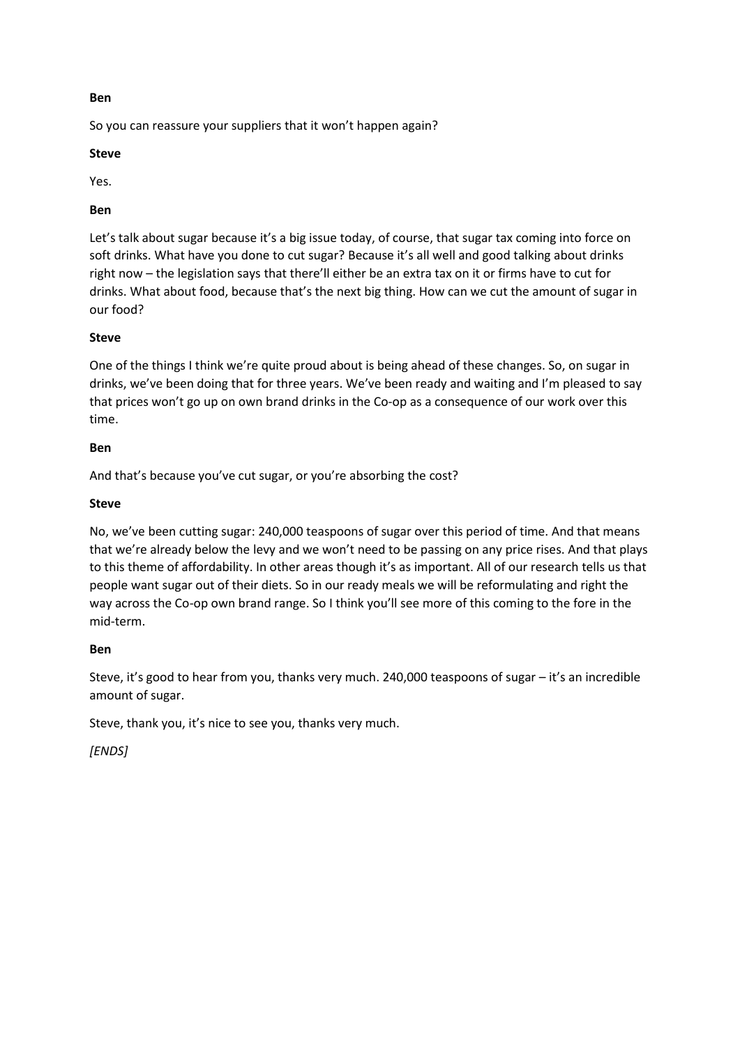**Ben**

So you can reassure your suppliers that it won't happen again?

**Steve**

Yes.

**Ben**

Let's talk about sugar because it's a big issue today, of course, that sugar tax coming into force on soft drinks. What have you done to cut sugar? Because it's all well and good talking about drinks right now – the legislation says that there'll either be an extra tax on it or firms have to cut for drinks. What about food, because that's the next big thing. How can we cut the amount of sugar in our food?

**Steve**

One of the things I think we're quite proud about is being ahead of these changes. So, on sugar in drinks, we've been doing that for three years. We've been ready and waiting and I'm pleased to say that prices won't go up on own brand drinks in the Co-op as a consequence of our work over this time.

**Ben**

And that's because you've cut sugar, or you're absorbing the cost?

**Steve**

No, we've been cutting sugar: 240,000 teaspoons of sugar over this period of time. And that means that we're already below the levy and we won't need to be passing on any price rises. And that plays to this theme of affordability. In other areas though it's as important. All of our research tells us that people want sugar out of their diets. So in our ready meals we will be reformulating and right the way across the Co-op own brand range. So I think you'll see more of this coming to the fore in the mid-term.

**Ben**

Steve, it's good to hear from you, thanks very much. 240,000 teaspoons of sugar – it's an incredible amount of sugar.

Steve, thank you, it's nice to see you, thanks very much.

*[ENDS]*